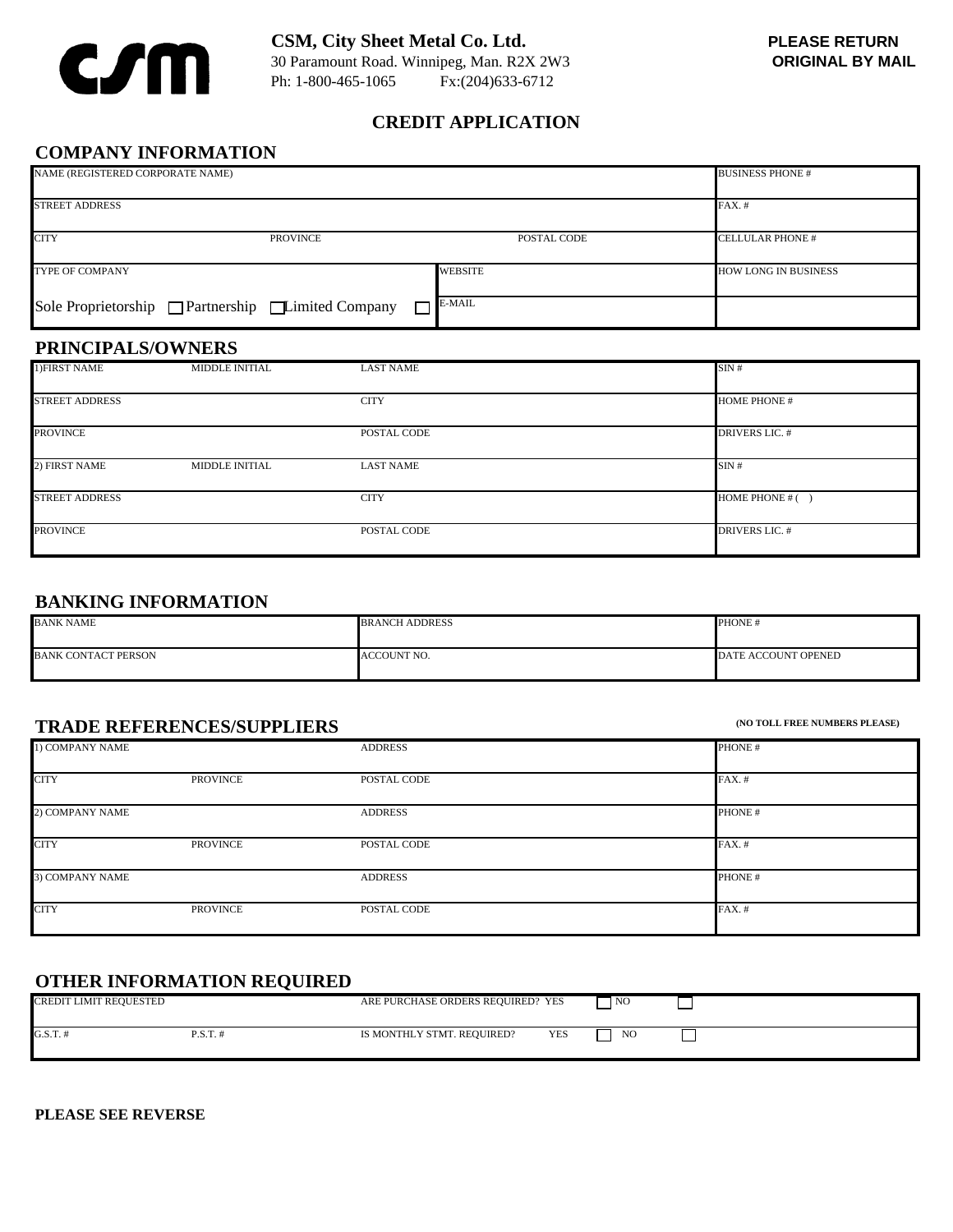**CSM, City Sheet Metal Co. Ltd.**
30 Paramount Road. Winnipeg, Man. R2X 2W3
Ph: 1-800-465-1065 Fx:(204)633-6712

**PLEASE RETURN ORIGINAL BY MAIL**

# CREDIT APPLICATION

## COMPANY INFORMATION

| | | | |
|---|---|---|---|
| NAME (REGISTERED CORPORATE NAME) | | | BUSINESS PHONE # |
| STREET ADDRESS | | | FAX. # |
| CITY | PROVINCE | POSTAL CODE | CELLULAR PHONE # |
| TYPE OF COMPANY | | WEBSITE | HOW LONG IN BUSINESS |
| Sole Proprietorship ☐ Partnership ☐ Limited Company ☐ | | E-MAIL | |

## PRINCIPALS/OWNERS

| | | | |
|---|---|---|---|
| 1)FIRST NAME | MIDDLE INITIAL | LAST NAME | SIN # |
| STREET ADDRESS | | CITY | HOME PHONE # |
| PROVINCE | | POSTAL CODE | DRIVERS LIC. # |
| 2) FIRST NAME | MIDDLE INITIAL | LAST NAME | SIN # |
| STREET ADDRESS | | CITY | HOME PHONE # ( ) |
| PROVINCE | | POSTAL CODE | DRIVERS LIC. # |

## BANKING INFORMATION

| | | |
|---|---|---|
| BANK NAME | BRANCH ADDRESS | PHONE # |
| BANK CONTACT PERSON | ACCOUNT NO. | DATE ACCOUNT OPENED |

## TRADE REFERENCES/SUPPLIERS

**(NO TOLL FREE NUMBERS PLEASE)**

| | | | |
|---|---|---|---|
| 1) COMPANY NAME | | ADDRESS | PHONE # |
| CITY | PROVINCE | POSTAL CODE | FAX. # |
| 2) COMPANY NAME | | ADDRESS | PHONE # |
| CITY | PROVINCE | POSTAL CODE | FAX. # |
| 3) COMPANY NAME | | ADDRESS | PHONE # |
| CITY | PROVINCE | POSTAL CODE | FAX. # |

## OTHER INFORMATION REQUIRED

| | | |
|---|---|---|
| CREDIT LIMIT REQUESTED | | ARE PURCHASE ORDERS REQUIRED? YES ☐ NO ☐ |
| G.S.T. # | P.S.T. # | IS MONTHLY STMT. REQUIRED? YES ☐ NO ☐ |

**PLEASE SEE REVERSE**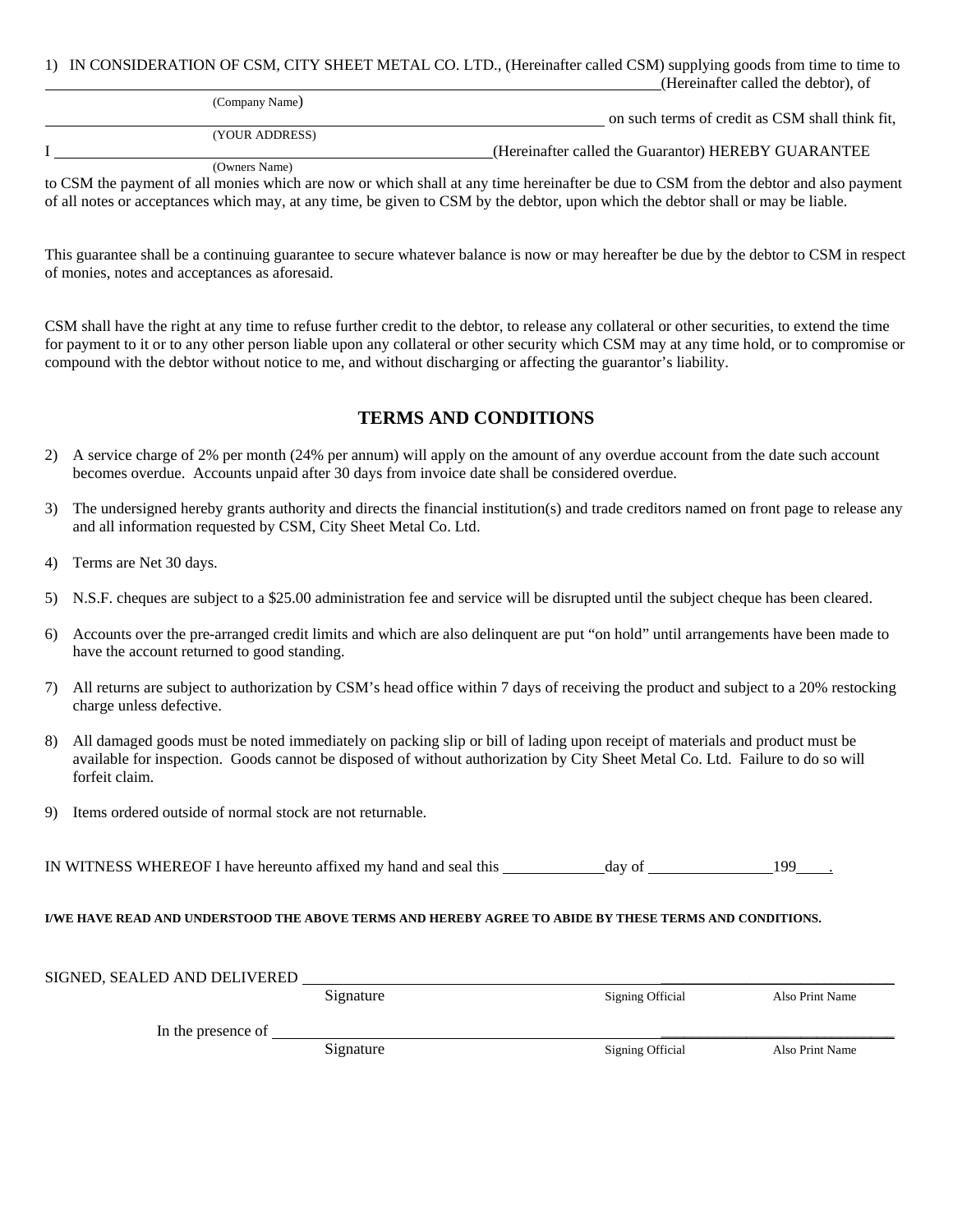1) IN CONSIDERATION OF CSM, CITY SHEET METAL CO. LTD., (Hereinafter called CSM) supplying goods from time to time to ____________________ (Hereinafter called the debtor), of

(Company Name)

____________________ on such terms of credit as CSM shall think fit,

(YOUR ADDRESS)

I ____________________ (Hereinafter called the Guarantor) HEREBY GUARANTEE

(Owners Name)

to CSM the payment of all monies which are now or which shall at any time hereinafter be due to CSM from the debtor and also payment of all notes or acceptances which may, at any time, be given to CSM by the debtor, upon which the debtor shall or may be liable.

This guarantee shall be a continuing guarantee to secure whatever balance is now or may hereafter be due by the debtor to CSM in respect of monies, notes and acceptances as aforesaid.

CSM shall have the right at any time to refuse further credit to the debtor, to release any collateral or other securities, to extend the time for payment to it or to any other person liable upon any collateral or other security which CSM may at any time hold, or to compromise or compound with the debtor without notice to me, and without discharging or affecting the guarantor's liability.

## TERMS AND CONDITIONS

2) A service charge of 2% per month (24% per annum) will apply on the amount of any overdue account from the date such account becomes overdue. Accounts unpaid after 30 days from invoice date shall be considered overdue.

3) The undersigned hereby grants authority and directs the financial institution(s) and trade creditors named on front page to release any and all information requested by CSM, City Sheet Metal Co. Ltd.

4) Terms are Net 30 days.

5) N.S.F. cheques are subject to a $25.00 administration fee and service will be disrupted until the subject cheque has been cleared.

6) Accounts over the pre-arranged credit limits and which are also delinquent are put "on hold" until arrangements have been made to have the account returned to good standing.

7) All returns are subject to authorization by CSM's head office within 7 days of receiving the product and subject to a 20% restocking charge unless defective.

8) All damaged goods must be noted immediately on packing slip or bill of lading upon receipt of materials and product must be available for inspection. Goods cannot be disposed of without authorization by City Sheet Metal Co. Ltd. Failure to do so will forfeit claim.

9) Items ordered outside of normal stock are not returnable.

IN WITNESS WHEREOF I have hereunto affixed my hand and seal this ________ day of ____________ 199____.

**I/WE HAVE READ AND UNDERSTOOD THE ABOVE TERMS AND HEREBY AGREE TO ABIDE BY THESE TERMS AND CONDITIONS.**

SIGNED, SEALED AND DELIVERED ____________________ ____________________

Signature Signing Official Also Print Name

In the presence of ____________________ ____________________

Signature Signing Official Also Print Name